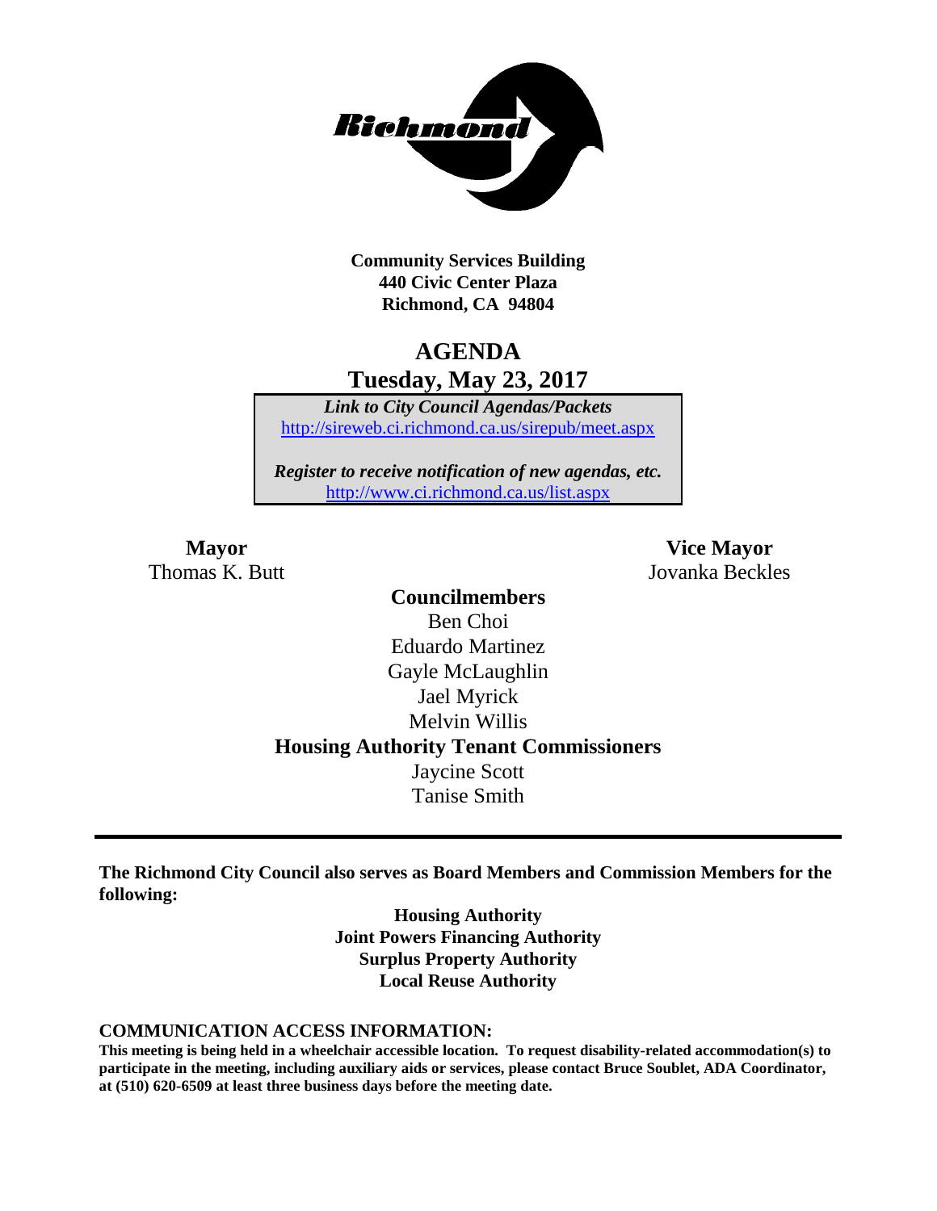Community Services Building
440 Civic Center Plaza
Richmond, CA 94804

# AGENDA
## Tuesday, May 23, 2017

*Link to City Council Agendas/Packets*
http://sireweb.ci.richmond.ca.us/sirepub/meet.aspx

*Register to receive notification of new agendas, etc.*
http://www.ci.richmond.ca.us/list.aspx

**Mayor**
Thomas K. Butt

**Vice Mayor**
Jovanka Beckles

**Councilmembers**
Ben Choi
Eduardo Martinez
Gayle McLaughlin
Jael Myrick
Melvin Willis

**Housing Authority Tenant Commissioners**
Jaycine Scott
Tanise Smith

---

**The Richmond City Council also serves as Board Members and Commission Members for the following:**

**Housing Authority**
**Joint Powers Financing Authority**
**Surplus Property Authority**
**Local Reuse Authority**

### COMMUNICATION ACCESS INFORMATION:

**This meeting is being held in a wheelchair accessible location. To request disability-related accommodation(s) to participate in the meeting, including auxiliary aids or services, please contact Bruce Soublet, ADA Coordinator, at (510) 620-6509 at least three business days before the meeting date.**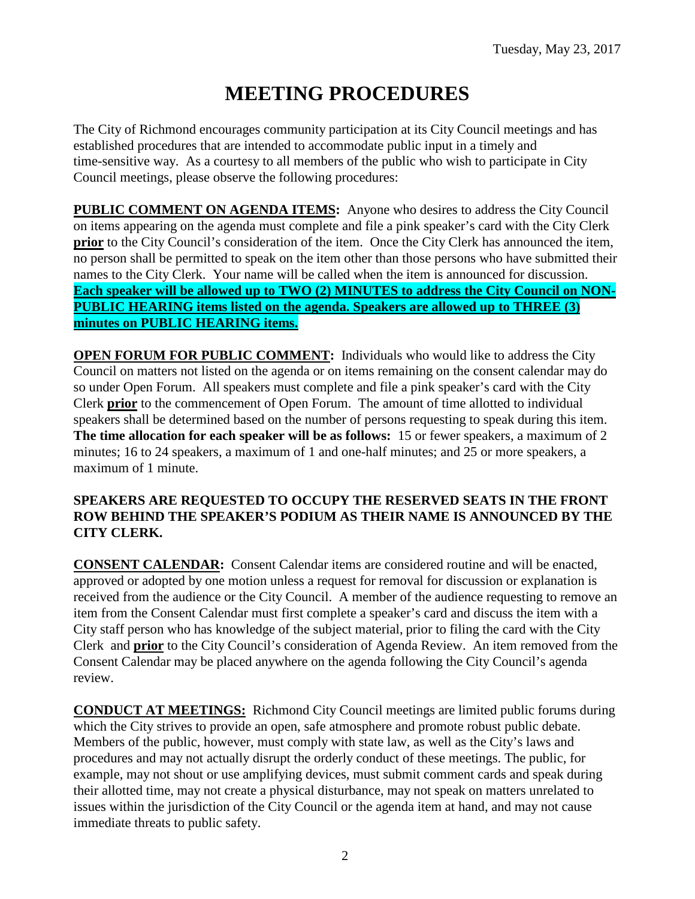Tuesday, May 23, 2017

# MEETING PROCEDURES

The City of Richmond encourages community participation at its City Council meetings and has established procedures that are intended to accommodate public input in a timely and time-sensitive way. As a courtesy to all members of the public who wish to participate in City Council meetings, please observe the following procedures:

**PUBLIC COMMENT ON AGENDA ITEMS:** Anyone who desires to address the City Council on items appearing on the agenda must complete and file a pink speaker's card with the City Clerk **prior** to the City Council's consideration of the item. Once the City Clerk has announced the item, no person shall be permitted to speak on the item other than those persons who have submitted their names to the City Clerk. Your name will be called when the item is announced for discussion. **Each speaker will be allowed up to TWO (2) MINUTES to address the City Council on NON-PUBLIC HEARING items listed on the agenda. Speakers are allowed up to THREE (3) minutes on PUBLIC HEARING items.**

**OPEN FORUM FOR PUBLIC COMMENT:** Individuals who would like to address the City Council on matters not listed on the agenda or on items remaining on the consent calendar may do so under Open Forum. All speakers must complete and file a pink speaker's card with the City Clerk **prior** to the commencement of Open Forum. The amount of time allotted to individual speakers shall be determined based on the number of persons requesting to speak during this item. **The time allocation for each speaker will be as follows:** 15 or fewer speakers, a maximum of 2 minutes; 16 to 24 speakers, a maximum of 1 and one-half minutes; and 25 or more speakers, a maximum of 1 minute.

**SPEAKERS ARE REQUESTED TO OCCUPY THE RESERVED SEATS IN THE FRONT ROW BEHIND THE SPEAKER'S PODIUM AS THEIR NAME IS ANNOUNCED BY THE CITY CLERK.**

**CONSENT CALENDAR:** Consent Calendar items are considered routine and will be enacted, approved or adopted by one motion unless a request for removal for discussion or explanation is received from the audience or the City Council. A member of the audience requesting to remove an item from the Consent Calendar must first complete a speaker's card and discuss the item with a City staff person who has knowledge of the subject material, prior to filing the card with the City Clerk and **prior** to the City Council's consideration of Agenda Review. An item removed from the Consent Calendar may be placed anywhere on the agenda following the City Council's agenda review.

**CONDUCT AT MEETINGS:** Richmond City Council meetings are limited public forums during which the City strives to provide an open, safe atmosphere and promote robust public debate. Members of the public, however, must comply with state law, as well as the City's laws and procedures and may not actually disrupt the orderly conduct of these meetings. The public, for example, may not shout or use amplifying devices, must submit comment cards and speak during their allotted time, may not create a physical disturbance, may not speak on matters unrelated to issues within the jurisdiction of the City Council or the agenda item at hand, and may not cause immediate threats to public safety.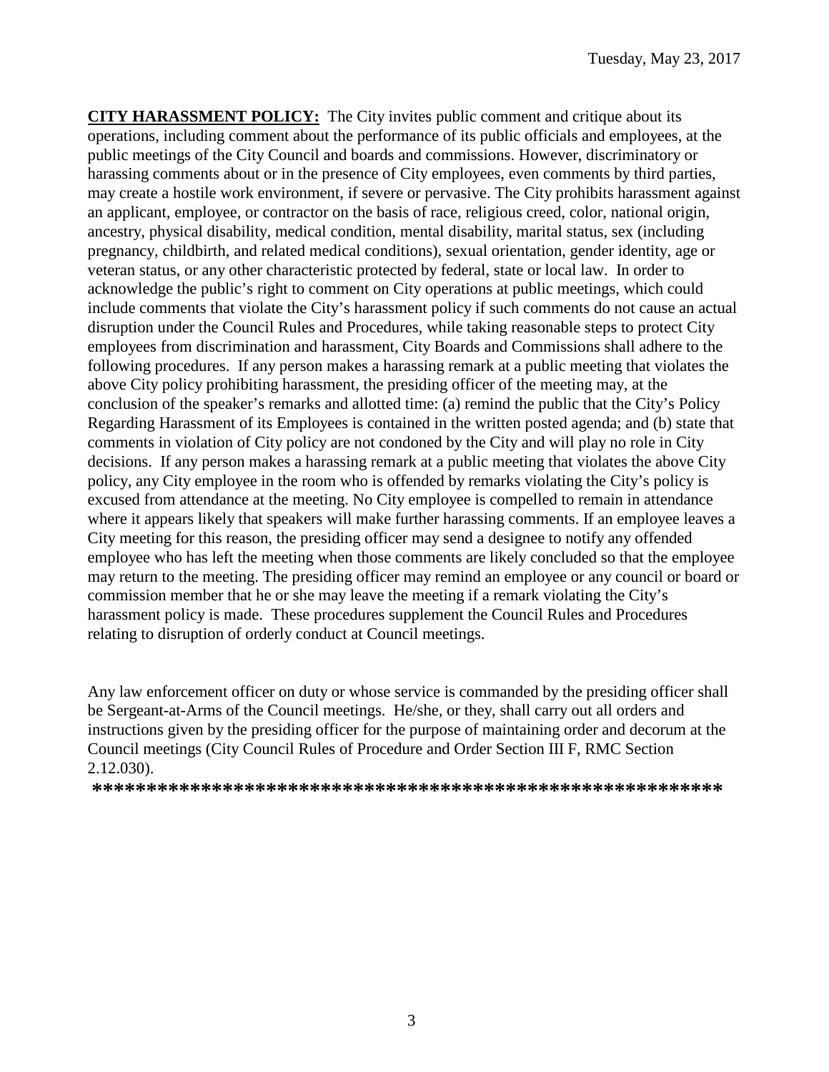**CITY HARASSMENT POLICY:** The City invites public comment and critique about its operations, including comment about the performance of its public officials and employees, at the public meetings of the City Council and boards and commissions. However, discriminatory or harassing comments about or in the presence of City employees, even comments by third parties, may create a hostile work environment, if severe or pervasive. The City prohibits harassment against an applicant, employee, or contractor on the basis of race, religious creed, color, national origin, ancestry, physical disability, medical condition, mental disability, marital status, sex (including pregnancy, childbirth, and related medical conditions), sexual orientation, gender identity, age or veteran status, or any other characteristic protected by federal, state or local law. In order to acknowledge the public's right to comment on City operations at public meetings, which could include comments that violate the City's harassment policy if such comments do not cause an actual disruption under the Council Rules and Procedures, while taking reasonable steps to protect City employees from discrimination and harassment, City Boards and Commissions shall adhere to the following procedures. If any person makes a harassing remark at a public meeting that violates the above City policy prohibiting harassment, the presiding officer of the meeting may, at the conclusion of the speaker's remarks and allotted time: (a) remind the public that the City's Policy Regarding Harassment of its Employees is contained in the written posted agenda; and (b) state that comments in violation of City policy are not condoned by the City and will play no role in City decisions. If any person makes a harassing remark at a public meeting that violates the above City policy, any City employee in the room who is offended by remarks violating the City's policy is excused from attendance at the meeting. No City employee is compelled to remain in attendance where it appears likely that speakers will make further harassing comments. If an employee leaves a City meeting for this reason, the presiding officer may send a designee to notify any offended employee who has left the meeting when those comments are likely concluded so that the employee may return to the meeting. The presiding officer may remind an employee or any council or board or commission member that he or she may leave the meeting if a remark violating the City's harassment policy is made. These procedures supplement the Council Rules and Procedures relating to disruption of orderly conduct at Council meetings.

Any law enforcement officer on duty or whose service is commanded by the presiding officer shall be Sergeant-at-Arms of the Council meetings. He/she, or they, shall carry out all orders and instructions given by the presiding officer for the purpose of maintaining order and decorum at the Council meetings (City Council Rules of Procedure and Order Section III F, RMC Section 2.12.030).

**************************************************************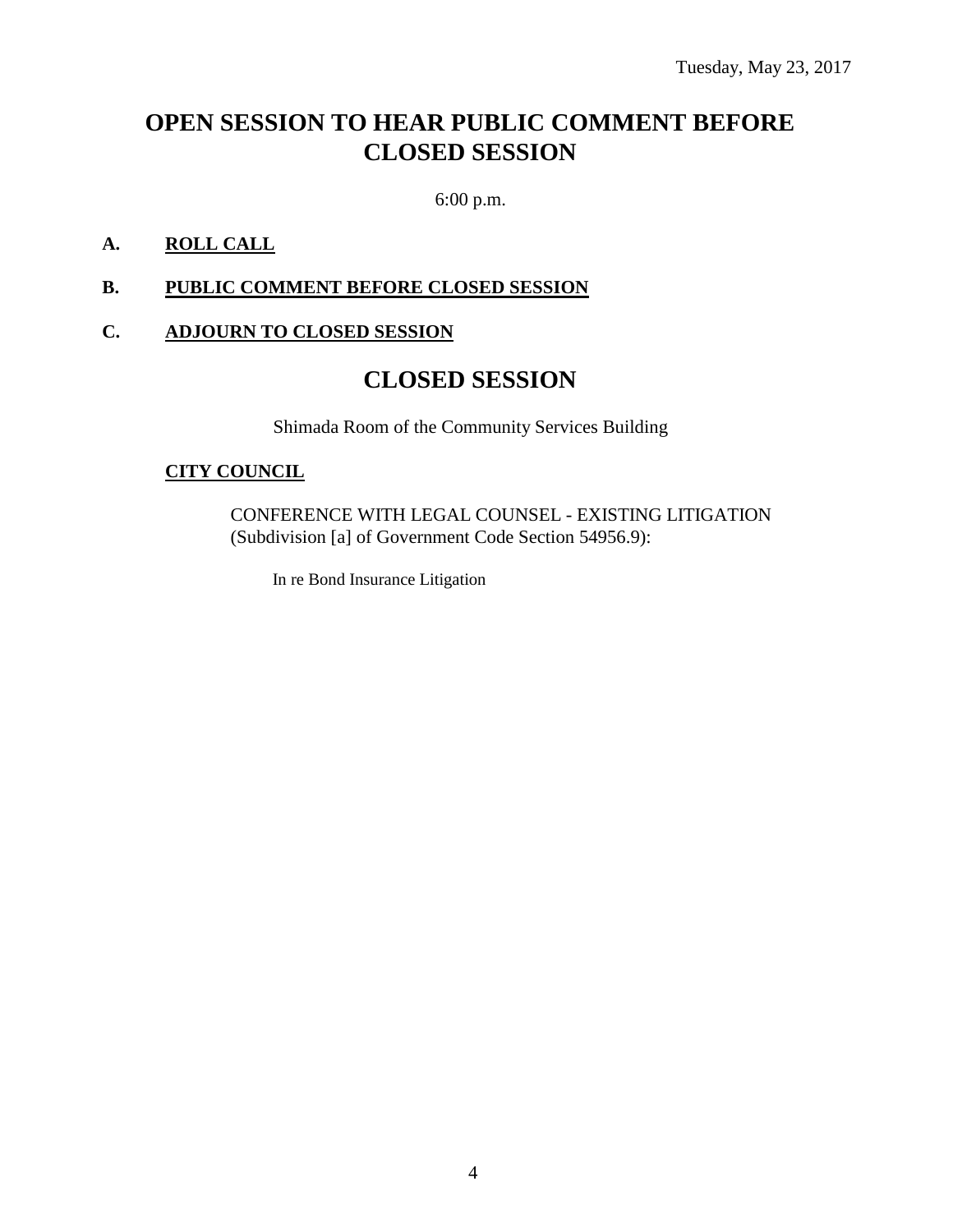Tuesday, May 23, 2017

# OPEN SESSION TO HEAR PUBLIC COMMENT BEFORE CLOSED SESSION

6:00 p.m.

**A. ROLL CALL**

**B. PUBLIC COMMENT BEFORE CLOSED SESSION**

**C. ADJOURN TO CLOSED SESSION**

# CLOSED SESSION

Shimada Room of the Community Services Building

**CITY COUNCIL**

CONFERENCE WITH LEGAL COUNSEL - EXISTING LITIGATION (Subdivision [a] of Government Code Section 54956.9):

In re Bond Insurance Litigation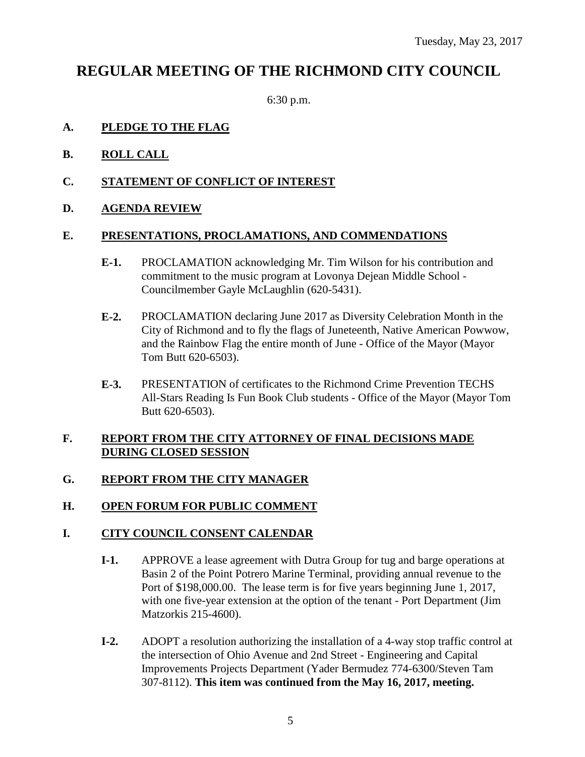Tuesday, May 23, 2017

# REGULAR MEETING OF THE RICHMOND CITY COUNCIL

6:30 p.m.

## A. PLEDGE TO THE FLAG

## B. ROLL CALL

## C. STATEMENT OF CONFLICT OF INTEREST

## D. AGENDA REVIEW

## E. PRESENTATIONS, PROCLAMATIONS, AND COMMENDATIONS

**E-1.** PROCLAMATION acknowledging Mr. Tim Wilson for his contribution and commitment to the music program at Lovonya Dejean Middle School - Councilmember Gayle McLaughlin (620-5431).

**E-2.** PROCLAMATION declaring June 2017 as Diversity Celebration Month in the City of Richmond and to fly the flags of Juneteenth, Native American Powwow, and the Rainbow Flag the entire month of June - Office of the Mayor (Mayor Tom Butt 620-6503).

**E-3.** PRESENTATION of certificates to the Richmond Crime Prevention TECHS All-Stars Reading Is Fun Book Club students - Office of the Mayor (Mayor Tom Butt 620-6503).

## F. REPORT FROM THE CITY ATTORNEY OF FINAL DECISIONS MADE DURING CLOSED SESSION

## G. REPORT FROM THE CITY MANAGER

## H. OPEN FORUM FOR PUBLIC COMMENT

## I. CITY COUNCIL CONSENT CALENDAR

**I-1.** APPROVE a lease agreement with Dutra Group for tug and barge operations at Basin 2 of the Point Potrero Marine Terminal, providing annual revenue to the Port of $198,000.00. The lease term is for five years beginning June 1, 2017, with one five-year extension at the option of the tenant - Port Department (Jim Matzorkis 215-4600).

**I-2.** ADOPT a resolution authorizing the installation of a 4-way stop traffic control at the intersection of Ohio Avenue and 2nd Street - Engineering and Capital Improvements Projects Department (Yader Bermudez 774-6300/Steven Tam 307-8112). **This item was continued from the May 16, 2017, meeting.**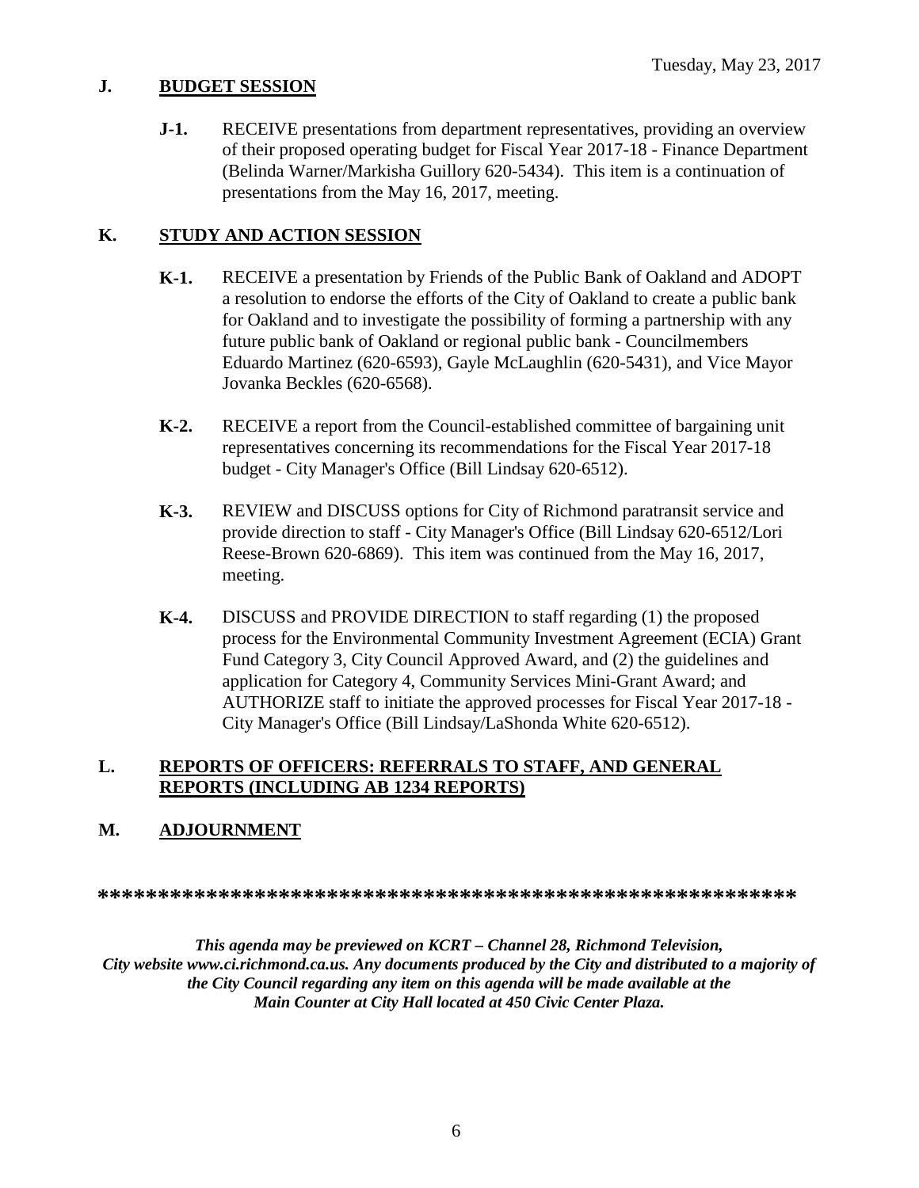Tuesday, May 23, 2017

## J. BUDGET SESSION

**J-1.** RECEIVE presentations from department representatives, providing an overview of their proposed operating budget for Fiscal Year 2017-18 - Finance Department (Belinda Warner/Markisha Guillory 620-5434). This item is a continuation of presentations from the May 16, 2017, meeting.

## K. STUDY AND ACTION SESSION

**K-1.** RECEIVE a presentation by Friends of the Public Bank of Oakland and ADOPT a resolution to endorse the efforts of the City of Oakland to create a public bank for Oakland and to investigate the possibility of forming a partnership with any future public bank of Oakland or regional public bank - Councilmembers Eduardo Martinez (620-6593), Gayle McLaughlin (620-5431), and Vice Mayor Jovanka Beckles (620-6568).

**K-2.** RECEIVE a report from the Council-established committee of bargaining unit representatives concerning its recommendations for the Fiscal Year 2017-18 budget - City Manager's Office (Bill Lindsay 620-6512).

**K-3.** REVIEW and DISCUSS options for City of Richmond paratransit service and provide direction to staff - City Manager's Office (Bill Lindsay 620-6512/Lori Reese-Brown 620-6869). This item was continued from the May 16, 2017, meeting.

**K-4.** DISCUSS and PROVIDE DIRECTION to staff regarding (1) the proposed process for the Environmental Community Investment Agreement (ECIA) Grant Fund Category 3, City Council Approved Award, and (2) the guidelines and application for Category 4, Community Services Mini-Grant Award; and AUTHORIZE staff to initiate the approved processes for Fiscal Year 2017-18 - City Manager's Office (Bill Lindsay/LaShonda White 620-6512).

## L. REPORTS OF OFFICERS: REFERRALS TO STAFF, AND GENERAL REPORTS (INCLUDING AB 1234 REPORTS)

## M. ADJOURNMENT

**********************************************************

***This agenda may be previewed on KCRT – Channel 28, Richmond Television, City website www.ci.richmond.ca.us. Any documents produced by the City and distributed to a majority of the City Council regarding any item on this agenda will be made available at the Main Counter at City Hall located at 450 Civic Center Plaza.***